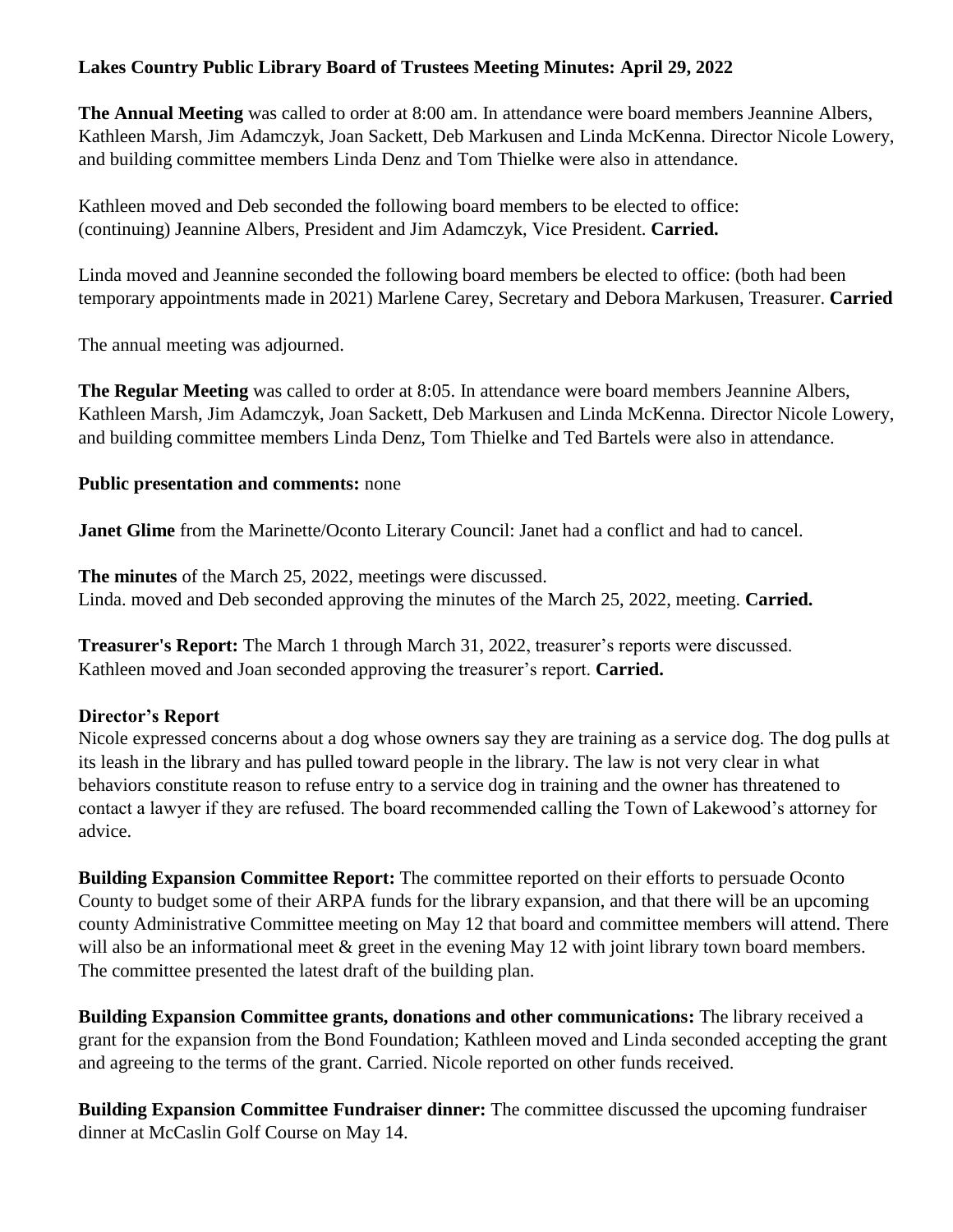**Lakes Country Public Library Board of Trustees Meeting Minutes: April 29, 2022**

**The Annual Meeting** was called to order at 8:00 am. In attendance were board members Jeannine Albers, Kathleen Marsh, Jim Adamczyk, Joan Sackett, Deb Markusen and Linda McKenna. Director Nicole Lowery, and building committee members Linda Denz and Tom Thielke were also in attendance.

Kathleen moved and Deb seconded the following board members to be elected to office: (continuing) Jeannine Albers, President and Jim Adamczyk, Vice President. **Carried.**

Linda moved and Jeannine seconded the following board members be elected to office: (both had been temporary appointments made in 2021) Marlene Carey, Secretary and Debora Markusen, Treasurer. **Carried**

The annual meeting was adjourned.

**The Regular Meeting** was called to order at 8:05. In attendance were board members Jeannine Albers, Kathleen Marsh, Jim Adamczyk, Joan Sackett, Deb Markusen and Linda McKenna. Director Nicole Lowery, and building committee members Linda Denz, Tom Thielke and Ted Bartels were also in attendance.

**Public presentation and comments:** none

**Janet Glime** from the Marinette/Oconto Literary Council: Janet had a conflict and had to cancel.

**The minutes** of the March 25, 2022, meetings were discussed.
Linda. moved and Deb seconded approving the minutes of the March 25, 2022, meeting. **Carried.**

**Treasurer's Report:** The March 1 through March 31, 2022, treasurer's reports were discussed. Kathleen moved and Joan seconded approving the treasurer's report. **Carried.**

**Director's Report**
Nicole expressed concerns about a dog whose owners say they are training as a service dog. The dog pulls at its leash in the library and has pulled toward people in the library. The law is not very clear in what behaviors constitute reason to refuse entry to a service dog in training and the owner has threatened to contact a lawyer if they are refused. The board recommended calling the Town of Lakewood's attorney for advice.

**Building Expansion Committee Report:** The committee reported on their efforts to persuade Oconto County to budget some of their ARPA funds for the library expansion, and that there will be an upcoming county Administrative Committee meeting on May 12 that board and committee members will attend. There will also be an informational meet & greet in the evening May 12 with joint library town board members. The committee presented the latest draft of the building plan.

**Building Expansion Committee grants, donations and other communications:** The library received a grant for the expansion from the Bond Foundation; Kathleen moved and Linda seconded accepting the grant and agreeing to the terms of the grant. Carried. Nicole reported on other funds received.

**Building Expansion Committee Fundraiser dinner:** The committee discussed the upcoming fundraiser dinner at McCaslin Golf Course on May 14.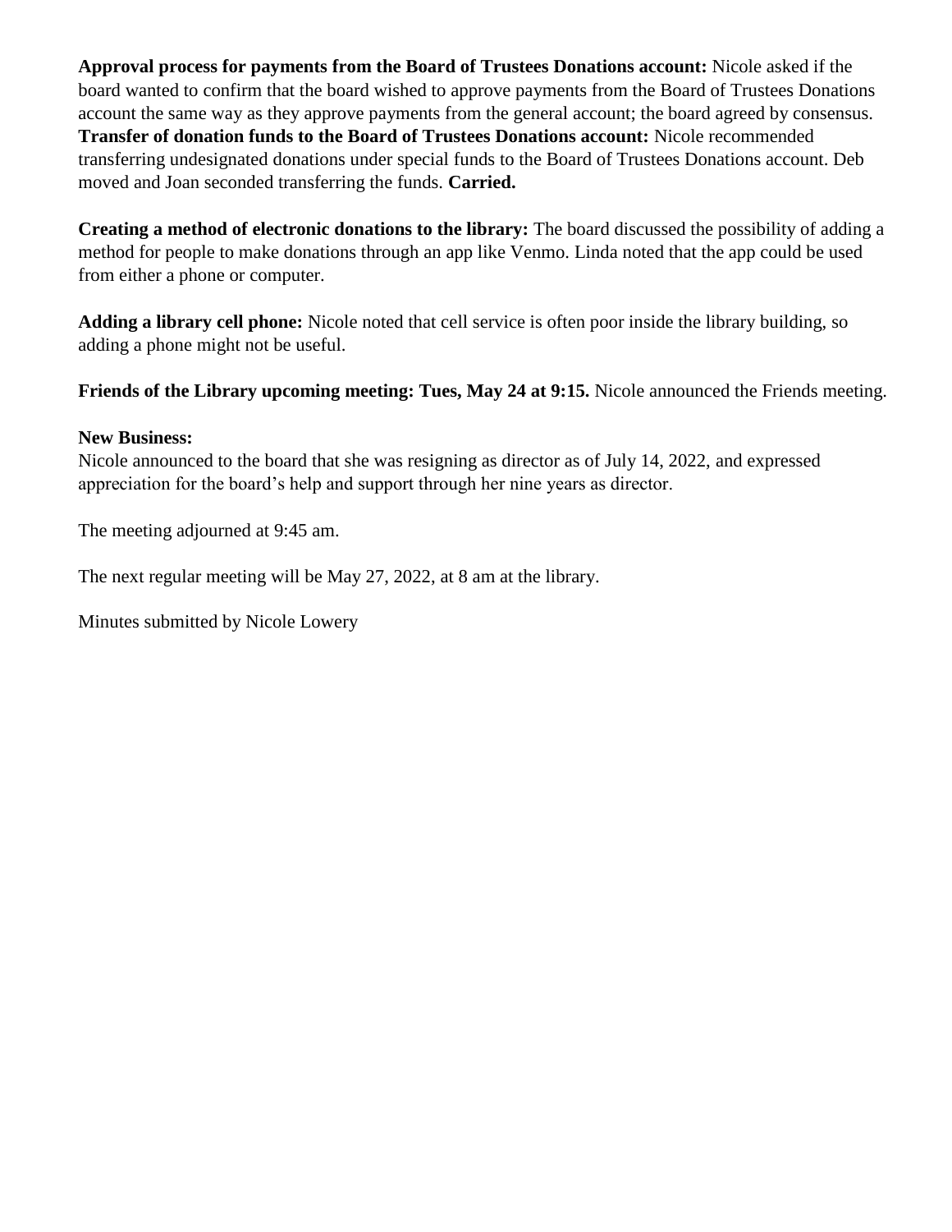**Approval process for payments from the Board of Trustees Donations account:** Nicole asked if the board wanted to confirm that the board wished to approve payments from the Board of Trustees Donations account the same way as they approve payments from the general account; the board agreed by consensus.
**Transfer of donation funds to the Board of Trustees Donations account:** Nicole recommended transferring undesignated donations under special funds to the Board of Trustees Donations account. Deb moved and Joan seconded transferring the funds. **Carried.**

**Creating a method of electronic donations to the library:** The board discussed the possibility of adding a method for people to make donations through an app like Venmo. Linda noted that the app could be used from either a phone or computer.

**Adding a library cell phone:** Nicole noted that cell service is often poor inside the library building, so adding a phone might not be useful.

**Friends of the Library upcoming meeting: Tues, May 24 at 9:15.** Nicole announced the Friends meeting.

**New Business:**
Nicole announced to the board that she was resigning as director as of July 14, 2022, and expressed appreciation for the board's help and support through her nine years as director.

The meeting adjourned at 9:45 am.

The next regular meeting will be May 27, 2022, at 8 am at the library.

Minutes submitted by Nicole Lowery